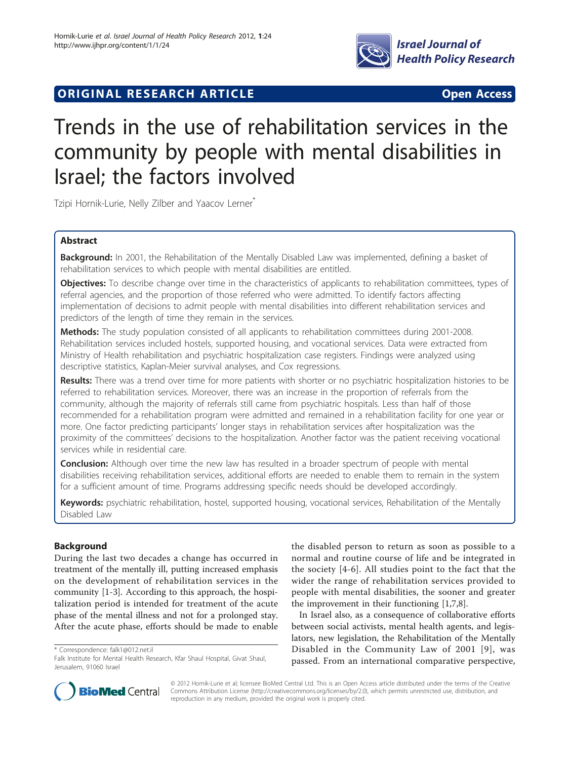ORIGINAL RESEARCH ARTICLE **Open Access**

# Trends in the use of rehabilitation services in the community by people with mental disabilities in Israel; the factors involved

Tzipi Hornik-Lurie, Nelly Zilber and Yaacov Lerner*

## Abstract

**Background:** In 2001, the Rehabilitation of the Mentally Disabled Law was implemented, defining a basket of rehabilitation services to which people with mental disabilities are entitled.

**Objectives:** To describe change over time in the characteristics of applicants to rehabilitation committees, types of referral agencies, and the proportion of those referred who were admitted. To identify factors affecting implementation of decisions to admit people with mental disabilities into different rehabilitation services and predictors of the length of time they remain in the services.

**Methods:** The study population consisted of all applicants to rehabilitation committees during 2001-2008. Rehabilitation services included hostels, supported housing, and vocational services. Data were extracted from Ministry of Health rehabilitation and psychiatric hospitalization case registers. Findings were analyzed using descriptive statistics, Kaplan-Meier survival analyses, and Cox regressions.

**Results:** There was a trend over time for more patients with shorter or no psychiatric hospitalization histories to be referred to rehabilitation services. Moreover, there was an increase in the proportion of referrals from the community, although the majority of referrals still came from psychiatric hospitals. Less than half of those recommended for a rehabilitation program were admitted and remained in a rehabilitation facility for one year or more. One factor predicting participants' longer stays in rehabilitation services after hospitalization was the proximity of the committees' decisions to the hospitalization. Another factor was the patient receiving vocational services while in residential care.

**Conclusion:** Although over time the new law has resulted in a broader spectrum of people with mental disabilities receiving rehabilitation services, additional efforts are needed to enable them to remain in the system for a sufficient amount of time. Programs addressing specific needs should be developed accordingly.

**Keywords:** psychiatric rehabilitation, hostel, supported housing, vocational services, Rehabilitation of the Mentally Disabled Law

## Background

During the last two decades a change has occurred in treatment of the mentally ill, putting increased emphasis on the development of rehabilitation services in the community [1-3]. According to this approach, the hospitalization period is intended for treatment of the acute phase of the mental illness and not for a prolonged stay. After the acute phase, efforts should be made to enable the disabled person to return as soon as possible to a normal and routine course of life and be integrated in the society [4-6]. All studies point to the fact that the wider the range of rehabilitation services provided to people with mental disabilities, the sooner and greater the improvement in their functioning [1,7,8].

In Israel also, as a consequence of collaborative efforts between social activists, mental health agents, and legislators, new legislation, the Rehabilitation of the Mentally Disabled in the Community Law of 2001 [9], was passed. From an international comparative perspective,

* Correspondence: falk1@012.net.il
Falk Institute for Mental Health Research, Kfar Shaul Hospital, Givat Shaul, Jerusalem, 91060 Israel

© 2012 Hornik-Lurie et al; licensee BioMed Central Ltd. This is an Open Access article distributed under the terms of the Creative Commons Attribution License (http://creativecommons.org/licenses/by/2.0), which permits unrestricted use, distribution, and reproduction in any medium, provided the original work is properly cited.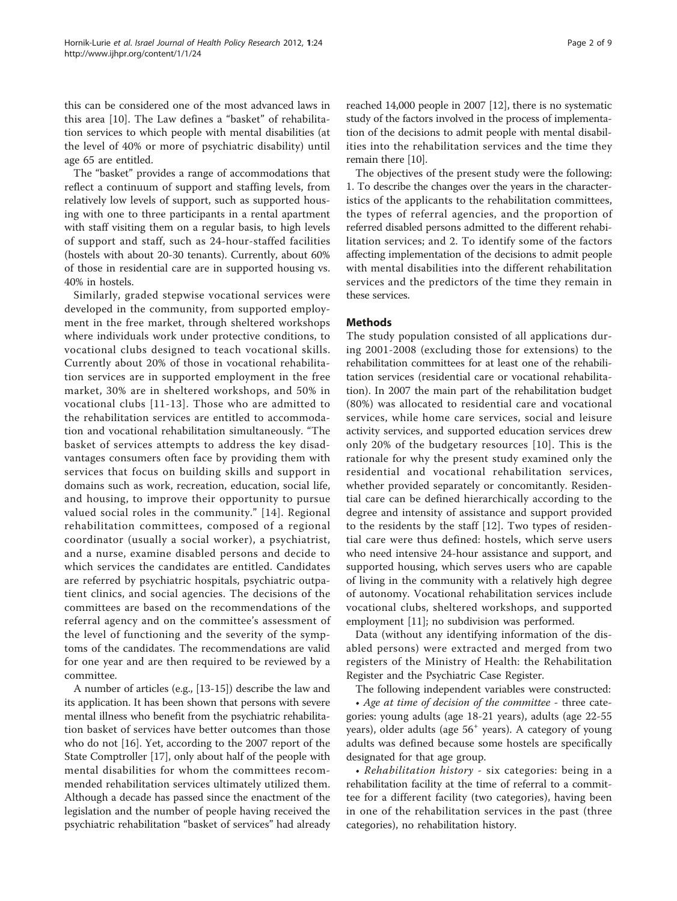this can be considered one of the most advanced laws in this area [10]. The Law defines a "basket" of rehabilitation services to which people with mental disabilities (at the level of 40% or more of psychiatric disability) until age 65 are entitled.

The "basket" provides a range of accommodations that reflect a continuum of support and staffing levels, from relatively low levels of support, such as supported housing with one to three participants in a rental apartment with staff visiting them on a regular basis, to high levels of support and staff, such as 24-hour-staffed facilities (hostels with about 20-30 tenants). Currently, about 60% of those in residential care are in supported housing vs. 40% in hostels.

Similarly, graded stepwise vocational services were developed in the community, from supported employment in the free market, through sheltered workshops where individuals work under protective conditions, to vocational clubs designed to teach vocational skills. Currently about 20% of those in vocational rehabilitation services are in supported employment in the free market, 30% are in sheltered workshops, and 50% in vocational clubs [11-13]. Those who are admitted to the rehabilitation services are entitled to accommodation and vocational rehabilitation simultaneously. "The basket of services attempts to address the key disadvantages consumers often face by providing them with services that focus on building skills and support in domains such as work, recreation, education, social life, and housing, to improve their opportunity to pursue valued social roles in the community." [14]. Regional rehabilitation committees, composed of a regional coordinator (usually a social worker), a psychiatrist, and a nurse, examine disabled persons and decide to which services the candidates are entitled. Candidates are referred by psychiatric hospitals, psychiatric outpatient clinics, and social agencies. The decisions of the committees are based on the recommendations of the referral agency and on the committee's assessment of the level of functioning and the severity of the symptoms of the candidates. The recommendations are valid for one year and are then required to be reviewed by a committee.

A number of articles (e.g., [13-15]) describe the law and its application. It has been shown that persons with severe mental illness who benefit from the psychiatric rehabilitation basket of services have better outcomes than those who do not [16]. Yet, according to the 2007 report of the State Comptroller [17], only about half of the people with mental disabilities for whom the committees recommended rehabilitation services ultimately utilized them. Although a decade has passed since the enactment of the legislation and the number of people having received the psychiatric rehabilitation "basket of services" had already reached 14,000 people in 2007 [12], there is no systematic study of the factors involved in the process of implementation of the decisions to admit people with mental disabilities into the rehabilitation services and the time they remain there [10].

The objectives of the present study were the following: 1. To describe the changes over the years in the characteristics of the applicants to the rehabilitation committees, the types of referral agencies, and the proportion of referred disabled persons admitted to the different rehabilitation services; and 2. To identify some of the factors affecting implementation of the decisions to admit people with mental disabilities into the different rehabilitation services and the predictors of the time they remain in these services.

## Methods

The study population consisted of all applications during 2001-2008 (excluding those for extensions) to the rehabilitation committees for at least one of the rehabilitation services (residential care or vocational rehabilitation). In 2007 the main part of the rehabilitation budget (80%) was allocated to residential care and vocational services, while home care services, social and leisure activity services, and supported education services drew only 20% of the budgetary resources [10]. This is the rationale for why the present study examined only the residential and vocational rehabilitation services, whether provided separately or concomitantly. Residential care can be defined hierarchically according to the degree and intensity of assistance and support provided to the residents by the staff [12]. Two types of residential care were thus defined: hostels, which serve users who need intensive 24-hour assistance and support, and supported housing, which serves users who are capable of living in the community with a relatively high degree of autonomy. Vocational rehabilitation services include vocational clubs, sheltered workshops, and supported employment [11]; no subdivision was performed.

Data (without any identifying information of the disabled persons) were extracted and merged from two registers of the Ministry of Health: the Rehabilitation Register and the Psychiatric Case Register.

The following independent variables were constructed:

- *Age at time of decision of the committee* - three categories: young adults (age 18-21 years), adults (age 22-55 years), older adults (age $56^{+}$ years). A category of young adults was defined because some hostels are specifically designated for that age group.
- *Rehabilitation history* - six categories: being in a rehabilitation facility at the time of referral to a committee for a different facility (two categories), having been in one of the rehabilitation services in the past (three categories), no rehabilitation history.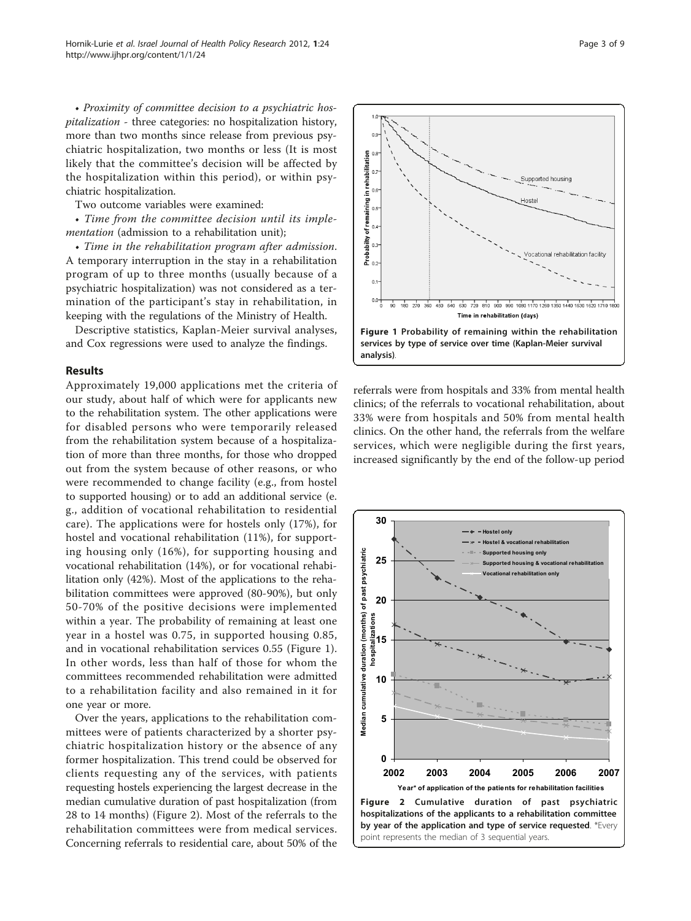- *Proximity of committee decision to a psychiatric hospitalization* - three categories: no hospitalization history, more than two months since release from previous psychiatric hospitalization, two months or less (It is most likely that the committee's decision will be affected by the hospitalization within this period), or within psychiatric hospitalization.

Two outcome variables were examined:

- *Time from the committee decision until its implementation* (admission to a rehabilitation unit);
- *Time in the rehabilitation program after admission.* A temporary interruption in the stay in a rehabilitation program of up to three months (usually because of a psychiatric hospitalization) was not considered as a termination of the participant's stay in rehabilitation, in keeping with the regulations of the Ministry of Health.

Descriptive statistics, Kaplan-Meier survival analyses, and Cox regressions were used to analyze the findings.

## Results

Approximately 19,000 applications met the criteria of our study, about half of which were for applicants new to the rehabilitation system. The other applications were for disabled persons who were temporarily released from the rehabilitation system because of a hospitalization of more than three months, for those who dropped out from the system because of other reasons, or who were recommended to change facility (e.g., from hostel to supported housing) or to add an additional service (e.g., addition of vocational rehabilitation to residential care). The applications were for hostels only (17%), for hostel and vocational rehabilitation (11%), for supporting housing only (16%), for supporting housing and vocational rehabilitation (14%), or for vocational rehabilitation only (42%). Most of the applications to the rehabilitation committees were approved (80-90%), but only 50-70% of the positive decisions were implemented within a year. The probability of remaining at least one year in a hostel was 0.75, in supported housing 0.85, and in vocational rehabilitation services 0.55 (Figure 1). In other words, less than half of those for whom the committees recommended rehabilitation were admitted to a rehabilitation facility and also remained in it for one year or more.

Over the years, applications to the rehabilitation committees were of patients characterized by a shorter psychiatric hospitalization history or the absence of any former hospitalization. This trend could be observed for clients requesting any of the services, with patients requesting hostels experiencing the largest decrease in the median cumulative duration of past hospitalization (from 28 to 14 months) (Figure 2). Most of the referrals to the rehabilitation committees were from medical services. Concerning referrals to residential care, about 50% of the referrals were from hospitals and 33% from mental health clinics; of the referrals to vocational rehabilitation, about 33% were from hospitals and 50% from mental health clinics. On the other hand, the referrals from the welfare services, which were negligible during the first years, increased significantly by the end of the follow-up period

**Figure 1 Probability of remaining within the rehabilitation services by type of service over time (Kaplan-Meier survival analysis).**

**Figure 2 Cumulative duration of past psychiatric hospitalizations of the applicants to a rehabilitation committee by year of the application and type of service requested.** *Every point represents the median of 3 sequential years.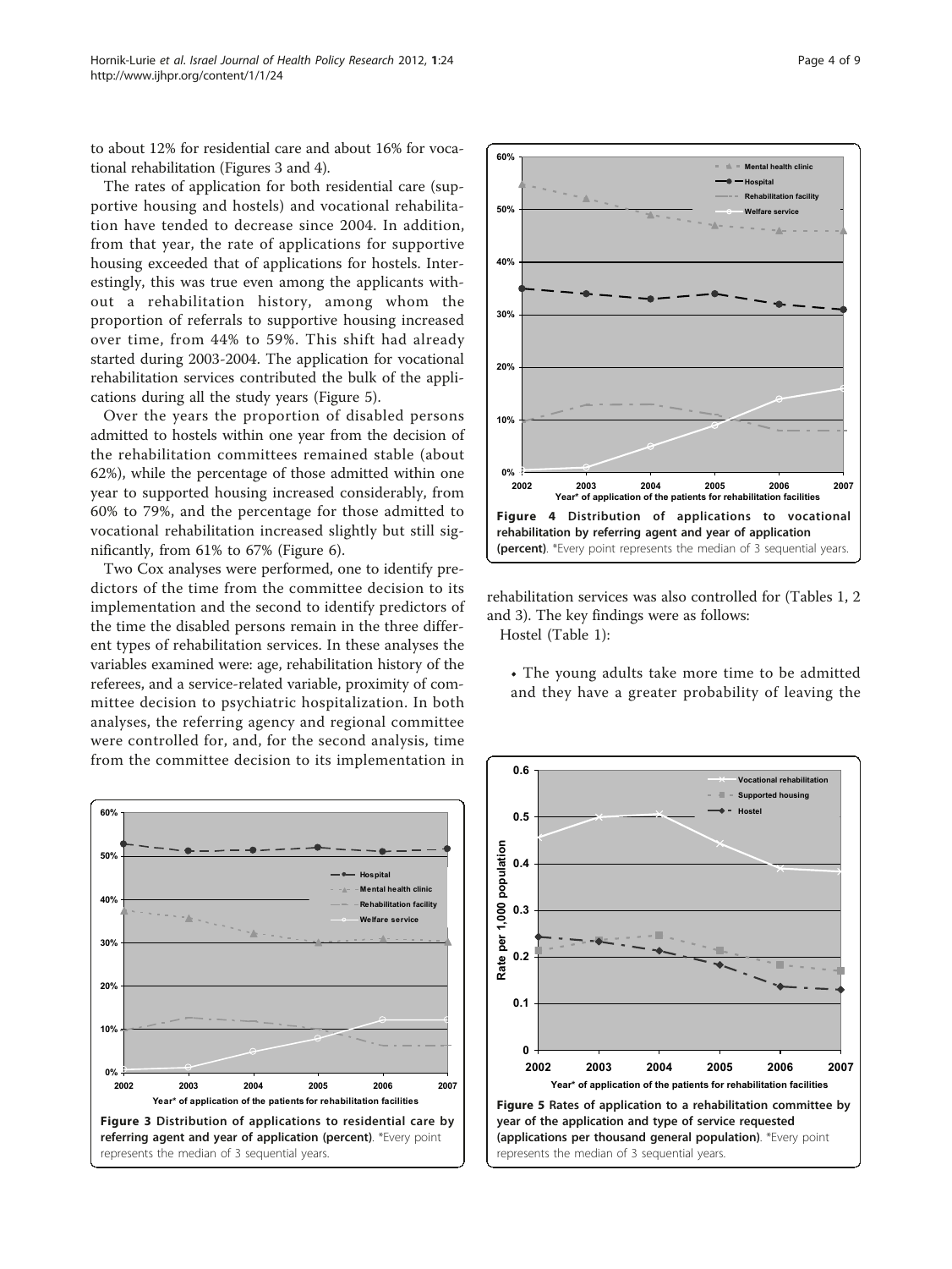to about 12% for residential care and about 16% for vocational rehabilitation (Figures 3 and 4).

The rates of application for both residential care (supportive housing and hostels) and vocational rehabilitation have tended to decrease since 2004. In addition, from that year, the rate of applications for supportive housing exceeded that of applications for hostels. Interestingly, this was true even among the applicants without a rehabilitation history, among whom the proportion of referrals to supportive housing increased over time, from 44% to 59%. This shift had already started during 2003-2004. The application for vocational rehabilitation services contributed the bulk of the applications during all the study years (Figure 5).

Over the years the proportion of disabled persons admitted to hostels within one year from the decision of the rehabilitation committees remained stable (about 62%), while the percentage of those admitted within one year to supported housing increased considerably, from 60% to 79%, and the percentage for those admitted to vocational rehabilitation increased slightly but still significantly, from 61% to 67% (Figure 6).

Two Cox analyses were performed, one to identify predictors of the time from the committee decision to its implementation and the second to identify predictors of the time the disabled persons remain in the three different types of rehabilitation services. In these analyses the variables examined were: age, rehabilitation history of the referees, and a service-related variable, proximity of committee decision to psychiatric hospitalization. In both analyses, the referring agency and regional committee were controlled for, and, for the second analysis, time from the committee decision to its implementation in rehabilitation services was also controlled for (Tables 1, 2 and 3). The key findings were as follows:

Hostel (Table 1):

- The young adults take more time to be admitted and they have a greater probability of leaving the

**Figure 3 Distribution of applications to residential care by referring agent and year of application (percent)**. *Every point represents the median of 3 sequential years.

**Figure 4 Distribution of applications to vocational rehabilitation by referring agent and year of application (percent)**. *Every point represents the median of 3 sequential years.

**Figure 5 Rates of application to a rehabilitation committee by year of the application and type of service requested (applications per thousand general population)**. *Every point represents the median of 3 sequential years.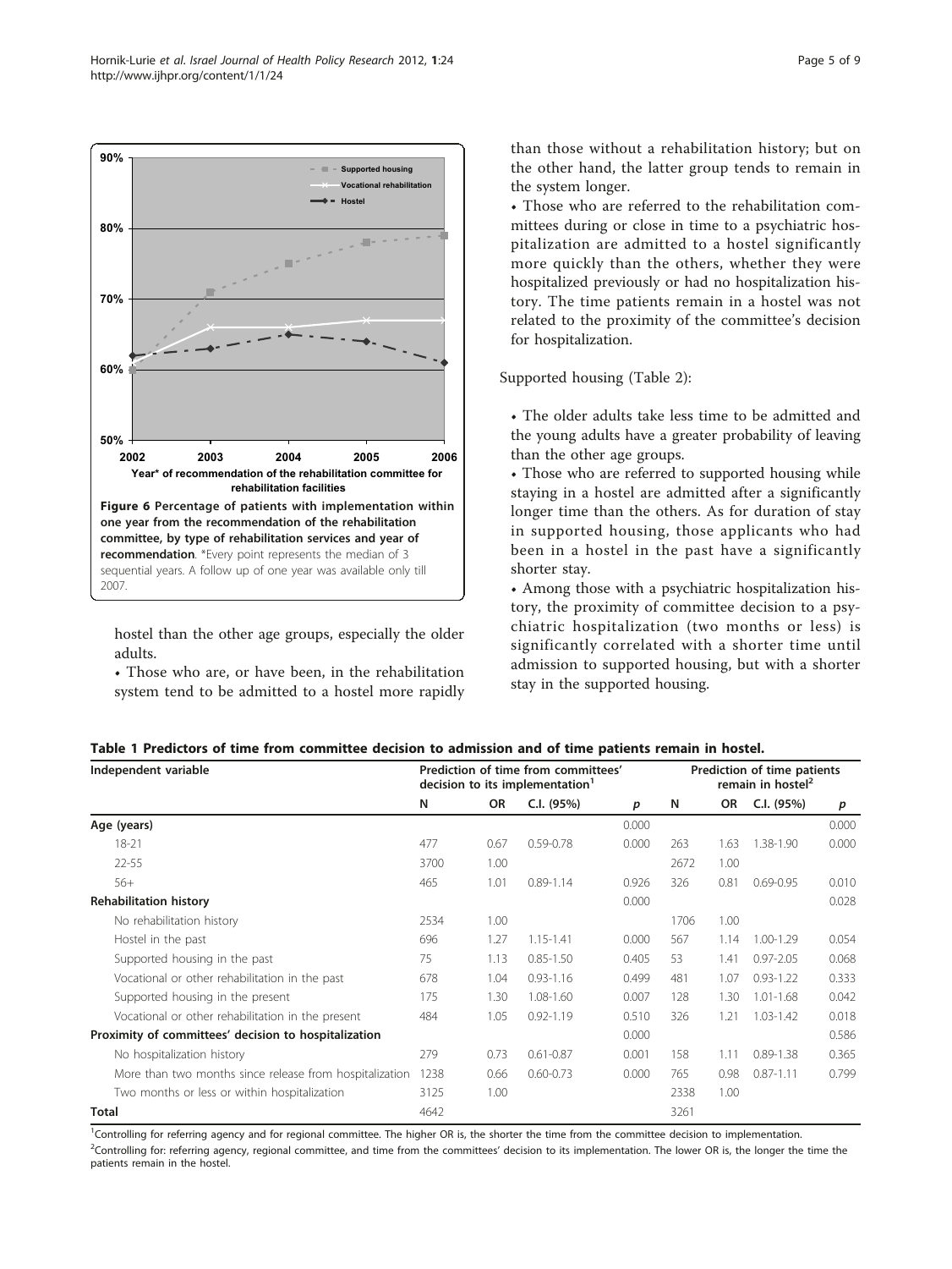Figure 6 Percentage of patients with implementation within one year from the recommendation of the rehabilitation committee, by type of rehabilitation services and year of recommendation. *Every point represents the median of 3 sequential years. A follow up of one year was available only till 2007.

hostel than the other age groups, especially the older adults.

- Those who are, or have been, in the rehabilitation system tend to be admitted to a hostel more rapidly than those without a rehabilitation history; but on the other hand, the latter group tends to remain in the system longer.
- Those who are referred to the rehabilitation committees during or close in time to a psychiatric hospitalization are admitted to a hostel significantly more quickly than the others, whether they were hospitalized previously or had no hospitalization history. The time patients remain in a hostel was not related to the proximity of the committee's decision for hospitalization.

Supported housing (Table 2):

- The older adults take less time to be admitted and the young adults have a greater probability of leaving than the other age groups.
- Those who are referred to supported housing while staying in a hostel are admitted after a significantly longer time than the others. As for duration of stay in supported housing, those applicants who had been in a hostel in the past have a significantly shorter stay.
- Among those with a psychiatric hospitalization history, the proximity of committee decision to a psychiatric hospitalization (two months or less) is significantly correlated with a shorter time until admission to supported housing, but with a shorter stay in the supported housing.

**Table 1 Predictors of time from committee decision to admission and of time patients remain in hostel.**

| Independent variable | Prediction of time from committees' decision to its implementation[1] | | | | Prediction of time patients remain in hostel[2] | | | |
|---|---|---|---|---|---|---|---|---|
| | N | OR | C.I. (95%) | p | N | OR | C.I. (95%) | p |
| **Age (years)** | | | | 0.000 | | | | 0.000 |
| 18-21 | 477 | 0.67 | 0.59-0.78 | 0.000 | 263 | 1.63 | 1.38-1.90 | 0.000 |
| 22-55 | 3700 | 1.00 | | | 2672 | 1.00 | | |
| 56+ | 465 | 1.01 | 0.89-1.14 | 0.926 | 326 | 0.81 | 0.69-0.95 | 0.010 |
| **Rehabilitation history** | | | | 0.000 | | | | 0.028 |
| No rehabilitation history | 2534 | 1.00 | | | 1706 | 1.00 | | |
| Hostel in the past | 696 | 1.27 | 1.15-1.41 | 0.000 | 567 | 1.14 | 1.00-1.29 | 0.054 |
| Supported housing in the past | 75 | 1.13 | 0.85-1.50 | 0.405 | 53 | 1.41 | 0.97-2.05 | 0.068 |
| Vocational or other rehabilitation in the past | 678 | 1.04 | 0.93-1.16 | 0.499 | 481 | 1.07 | 0.93-1.22 | 0.333 |
| Supported housing in the present | 175 | 1.30 | 1.08-1.60 | 0.007 | 128 | 1.30 | 1.01-1.68 | 0.042 |
| Vocational or other rehabilitation in the present | 484 | 1.05 | 0.92-1.19 | 0.510 | 326 | 1.21 | 1.03-1.42 | 0.018 |
| **Proximity of committees' decision to hospitalization** | | | | 0.000 | | | | 0.586 |
| No hospitalization history | 279 | 0.73 | 0.61-0.87 | 0.001 | 158 | 1.11 | 0.89-1.38 | 0.365 |
| More than two months since release from hospitalization | 1238 | 0.66 | 0.60-0.73 | 0.000 | 765 | 0.98 | 0.87-1.11 | 0.799 |
| Two months or less or within hospitalization | 3125 | 1.00 | | | 2338 | 1.00 | | |
| **Total** | 4642 | | | | 3261 | | | |

[1]Controlling for referring agency and for regional committee. The higher OR is, the shorter the time from the committee decision to implementation.

[2]Controlling for: referring agency, regional committee, and time from the committees' decision to its implementation. The lower OR is, the longer the time the patients remain in the hostel.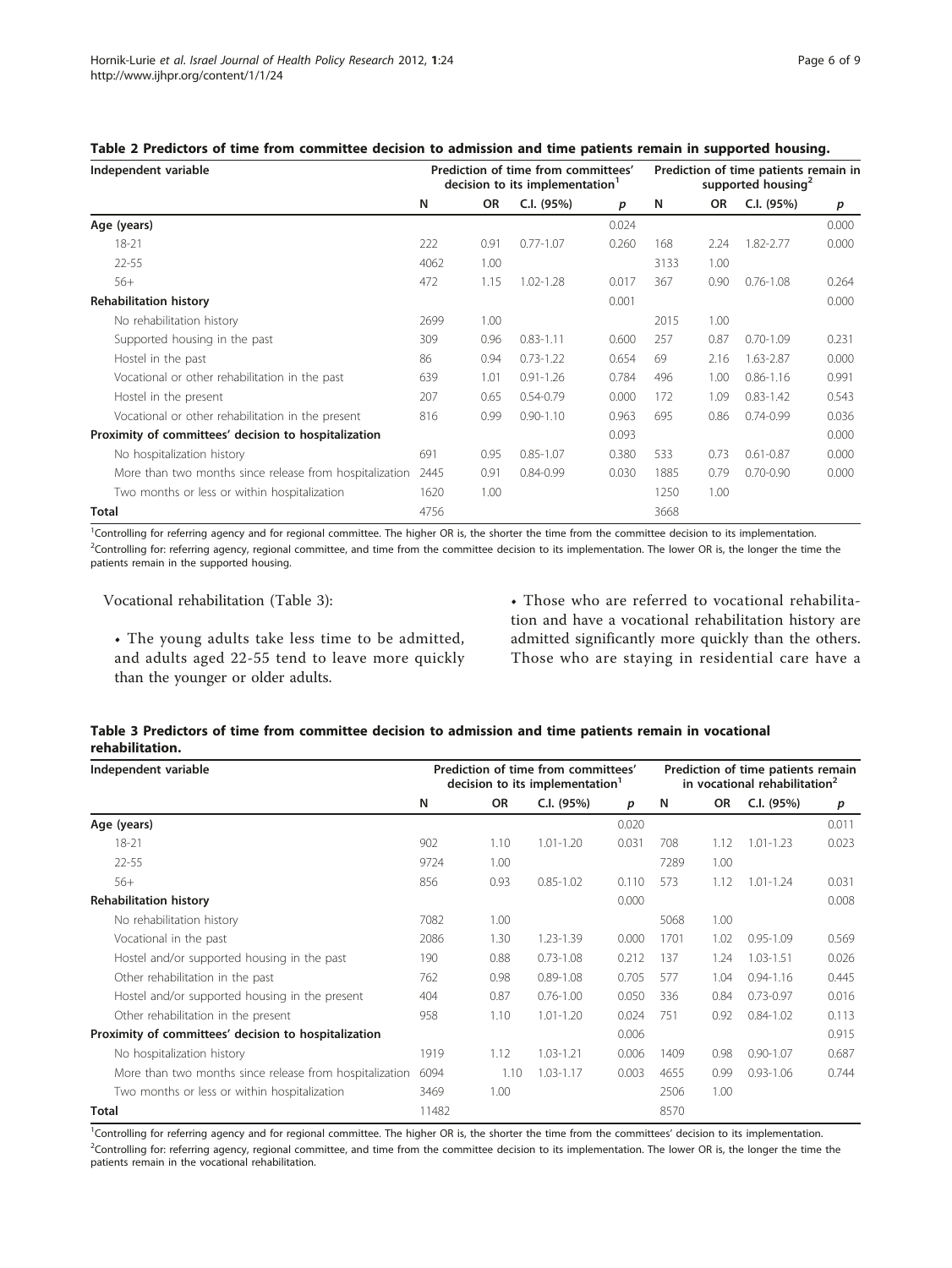**Table 2 Predictors of time from committee decision to admission and time patients remain in supported housing.**

| Independent variable | Prediction of time from committees' decision to its implementation[1] | | | | Prediction of time patients remain in supported housing[2] | | | |
|---|---|---|---|---|---|---|---|---|
| | N | OR | C.I. (95%) | p | N | OR | C.I. (95%) | p |
| **Age (years)** | | | | 0.024 | | | | 0.000 |
| 18-21 | 222 | 0.91 | 0.77-1.07 | 0.260 | 168 | 2.24 | 1.82-2.77 | 0.000 |
| 22-55 | 4062 | 1.00 | | | 3133 | 1.00 | | |
| 56+ | 472 | 1.15 | 1.02-1.28 | 0.017 | 367 | 0.90 | 0.76-1.08 | 0.264 |
| **Rehabilitation history** | | | | 0.001 | | | | 0.000 |
| No rehabilitation history | 2699 | 1.00 | | | 2015 | 1.00 | | |
| Supported housing in the past | 309 | 0.96 | 0.83-1.11 | 0.600 | 257 | 0.87 | 0.70-1.09 | 0.231 |
| Hostel in the past | 86 | 0.94 | 0.73-1.22 | 0.654 | 69 | 2.16 | 1.63-2.87 | 0.000 |
| Vocational or other rehabilitation in the past | 639 | 1.01 | 0.91-1.26 | 0.784 | 496 | 1.00 | 0.86-1.16 | 0.991 |
| Hostel in the present | 207 | 0.65 | 0.54-0.79 | 0.000 | 172 | 1.09 | 0.83-1.42 | 0.543 |
| Vocational or other rehabilitation in the present | 816 | 0.99 | 0.90-1.10 | 0.963 | 695 | 0.86 | 0.74-0.99 | 0.036 |
| **Proximity of committees' decision to hospitalization** | | | | 0.093 | | | | 0.000 |
| No hospitalization history | 691 | 0.95 | 0.85-1.07 | 0.380 | 533 | 0.73 | 0.61-0.87 | 0.000 |
| More than two months since release from hospitalization | 2445 | 0.91 | 0.84-0.99 | 0.030 | 1885 | 0.79 | 0.70-0.90 | 0.000 |
| Two months or less or within hospitalization | 1620 | 1.00 | | | 1250 | 1.00 | | |
| **Total** | 4756 | | | | 3668 | | | |

[1]Controlling for referring agency and for regional committee. The higher OR is, the shorter the time from the committee decision to its implementation.
[2]Controlling for: referring agency, regional committee, and time from the committee decision to its implementation. The lower OR is, the longer the time the patients remain in the supported housing.

Vocational rehabilitation (Table 3):

- The young adults take less time to be admitted, and adults aged 22-55 tend to leave more quickly than the younger or older adults.
- Those who are referred to vocational rehabilitation and have a vocational rehabilitation history are admitted significantly more quickly than the others. Those who are staying in residential care have a

**Table 3 Predictors of time from committee decision to admission and time patients remain in vocational rehabilitation.**

| Independent variable | Prediction of time from committees' decision to its implementation[1] | | | | Prediction of time patients remain in vocational rehabilitation[2] | | | |
|---|---|---|---|---|---|---|---|---|
| | N | OR | C.I. (95%) | p | N | OR | C.I. (95%) | p |
| **Age (years)** | | | | 0.020 | | | | 0.011 |
| 18-21 | 902 | 1.10 | 1.01-1.20 | 0.031 | 708 | 1.12 | 1.01-1.23 | 0.023 |
| 22-55 | 9724 | 1.00 | | | 7289 | 1.00 | | |
| 56+ | 856 | 0.93 | 0.85-1.02 | 0.110 | 573 | 1.12 | 1.01-1.24 | 0.031 |
| **Rehabilitation history** | | | | 0.000 | | | | 0.008 |
| No rehabilitation history | 7082 | 1.00 | | | 5068 | 1.00 | | |
| Vocational in the past | 2086 | 1.30 | 1.23-1.39 | 0.000 | 1701 | 1.02 | 0.95-1.09 | 0.569 |
| Hostel and/or supported housing in the past | 190 | 0.88 | 0.73-1.08 | 0.212 | 137 | 1.24 | 1.03-1.51 | 0.026 |
| Other rehabilitation in the past | 762 | 0.98 | 0.89-1.08 | 0.705 | 577 | 1.04 | 0.94-1.16 | 0.445 |
| Hostel and/or supported housing in the present | 404 | 0.87 | 0.76-1.00 | 0.050 | 336 | 0.84 | 0.73-0.97 | 0.016 |
| Other rehabilitation in the present | 958 | 1.10 | 1.01-1.20 | 0.024 | 751 | 0.92 | 0.84-1.02 | 0.113 |
| **Proximity of committees' decision to hospitalization** | | | | 0.006 | | | | 0.915 |
| No hospitalization history | 1919 | 1.12 | 1.03-1.21 | 0.006 | 1409 | 0.98 | 0.90-1.07 | 0.687 |
| More than two months since release from hospitalization | 6094 | 1.10 | 1.03-1.17 | 0.003 | 4655 | 0.99 | 0.93-1.06 | 0.744 |
| Two months or less or within hospitalization | 3469 | 1.00 | | | 2506 | 1.00 | | |
| **Total** | 11482 | | | | 8570 | | | |

[1]Controlling for referring agency and for regional committee. The higher OR is, the shorter the time from the committees' decision to its implementation.
[2]Controlling for: referring agency, regional committee, and time from the committee decision to its implementation. The lower OR is, the longer the time the patients remain in the vocational rehabilitation.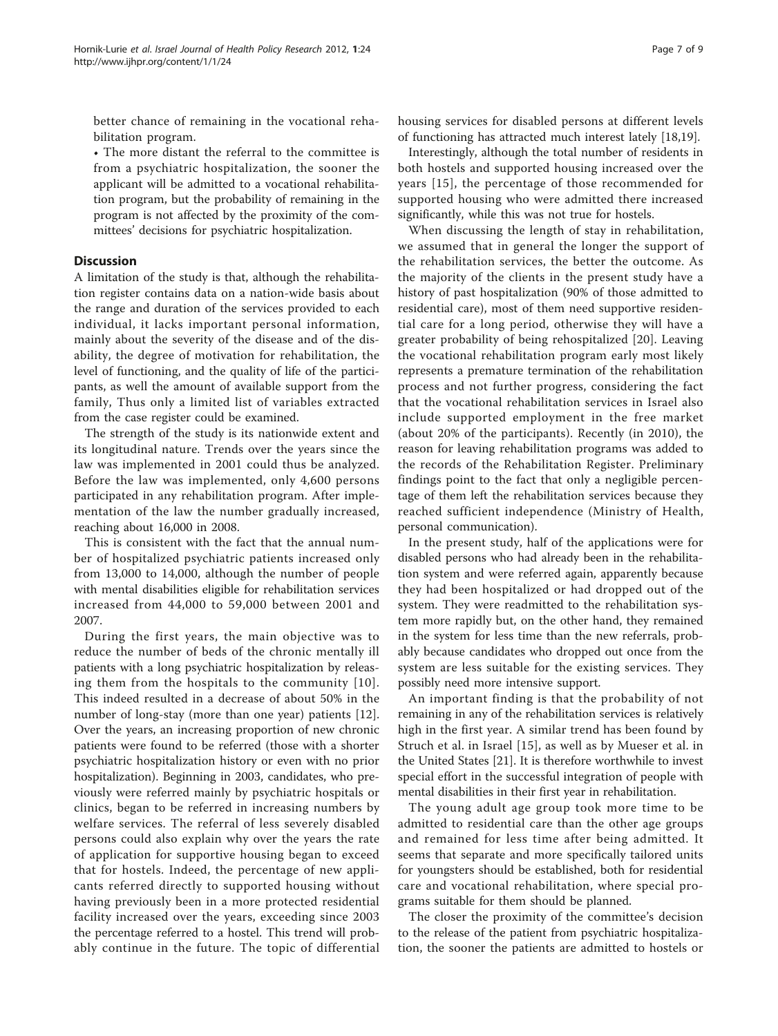better chance of remaining in the vocational rehabilitation program.

- The more distant the referral to the committee is from a psychiatric hospitalization, the sooner the applicant will be admitted to a vocational rehabilitation program, but the probability of remaining in the program is not affected by the proximity of the committees' decisions for psychiatric hospitalization.

## Discussion

A limitation of the study is that, although the rehabilitation register contains data on a nation-wide basis about the range and duration of the services provided to each individual, it lacks important personal information, mainly about the severity of the disease and of the disability, the degree of motivation for rehabilitation, the level of functioning, and the quality of life of the participants, as well the amount of available support from the family, Thus only a limited list of variables extracted from the case register could be examined.

The strength of the study is its nationwide extent and its longitudinal nature. Trends over the years since the law was implemented in 2001 could thus be analyzed. Before the law was implemented, only 4,600 persons participated in any rehabilitation program. After implementation of the law the number gradually increased, reaching about 16,000 in 2008.

This is consistent with the fact that the annual number of hospitalized psychiatric patients increased only from 13,000 to 14,000, although the number of people with mental disabilities eligible for rehabilitation services increased from 44,000 to 59,000 between 2001 and 2007.

During the first years, the main objective was to reduce the number of beds of the chronic mentally ill patients with a long psychiatric hospitalization by releasing them from the hospitals to the community [10]. This indeed resulted in a decrease of about 50% in the number of long-stay (more than one year) patients [12]. Over the years, an increasing proportion of new chronic patients were found to be referred (those with a shorter psychiatric hospitalization history or even with no prior hospitalization). Beginning in 2003, candidates, who previously were referred mainly by psychiatric hospitals or clinics, began to be referred in increasing numbers by welfare services. The referral of less severely disabled persons could also explain why over the years the rate of application for supportive housing began to exceed that for hostels. Indeed, the percentage of new applicants referred directly to supported housing without having previously been in a more protected residential facility increased over the years, exceeding since 2003 the percentage referred to a hostel. This trend will probably continue in the future. The topic of differential housing services for disabled persons at different levels of functioning has attracted much interest lately [18,19].

Interestingly, although the total number of residents in both hostels and supported housing increased over the years [15], the percentage of those recommended for supported housing who were admitted there increased significantly, while this was not true for hostels.

When discussing the length of stay in rehabilitation, we assumed that in general the longer the support of the rehabilitation services, the better the outcome. As the majority of the clients in the present study have a history of past hospitalization (90% of those admitted to residential care), most of them need supportive residential care for a long period, otherwise they will have a greater probability of being rehospitalized [20]. Leaving the vocational rehabilitation program early most likely represents a premature termination of the rehabilitation process and not further progress, considering the fact that the vocational rehabilitation services in Israel also include supported employment in the free market (about 20% of the participants). Recently (in 2010), the reason for leaving rehabilitation programs was added to the records of the Rehabilitation Register. Preliminary findings point to the fact that only a negligible percentage of them left the rehabilitation services because they reached sufficient independence (Ministry of Health, personal communication).

In the present study, half of the applications were for disabled persons who had already been in the rehabilitation system and were referred again, apparently because they had been hospitalized or had dropped out of the system. They were readmitted to the rehabilitation system more rapidly but, on the other hand, they remained in the system for less time than the new referrals, probably because candidates who dropped out once from the system are less suitable for the existing services. They possibly need more intensive support.

An important finding is that the probability of not remaining in any of the rehabilitation services is relatively high in the first year. A similar trend has been found by Struch et al. in Israel [15], as well as by Mueser et al. in the United States [21]. It is therefore worthwhile to invest special effort in the successful integration of people with mental disabilities in their first year in rehabilitation.

The young adult age group took more time to be admitted to residential care than the other age groups and remained for less time after being admitted. It seems that separate and more specifically tailored units for youngsters should be established, both for residential care and vocational rehabilitation, where special programs suitable for them should be planned.

The closer the proximity of the committee's decision to the release of the patient from psychiatric hospitalization, the sooner the patients are admitted to hostels or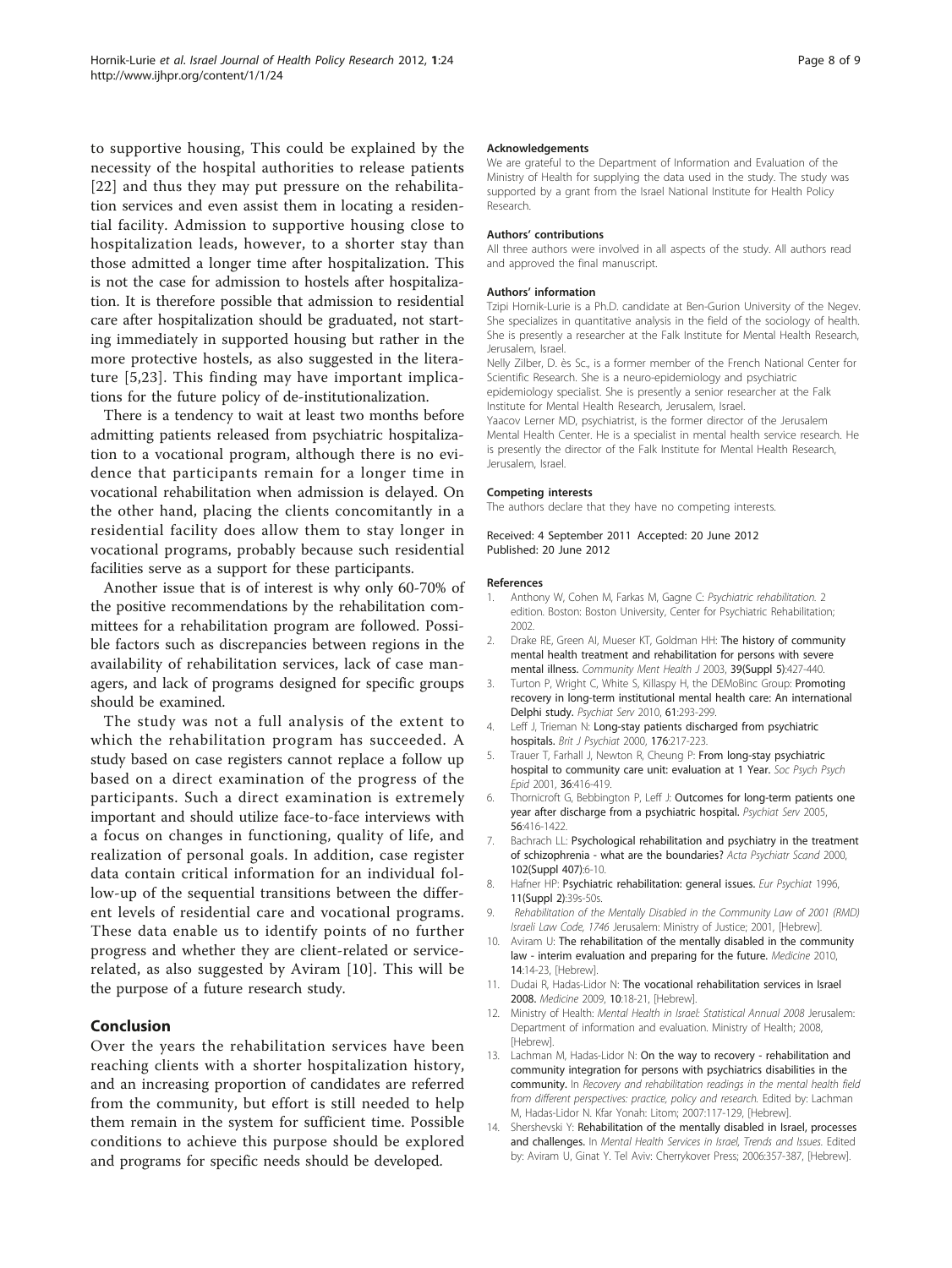to supportive housing, This could be explained by the necessity of the hospital authorities to release patients [22] and thus they may put pressure on the rehabilitation services and even assist them in locating a residential facility. Admission to supportive housing close to hospitalization leads, however, to a shorter stay than those admitted a longer time after hospitalization. This is not the case for admission to hostels after hospitalization. It is therefore possible that admission to residential care after hospitalization should be graduated, not starting immediately in supported housing but rather in the more protective hostels, as also suggested in the literature [5,23]. This finding may have important implications for the future policy of de-institutionalization.

There is a tendency to wait at least two months before admitting patients released from psychiatric hospitalization to a vocational program, although there is no evidence that participants remain for a longer time in vocational rehabilitation when admission is delayed. On the other hand, placing the clients concomitantly in a residential facility does allow them to stay longer in vocational programs, probably because such residential facilities serve as a support for these participants.

Another issue that is of interest is why only 60-70% of the positive recommendations by the rehabilitation committees for a rehabilitation program are followed. Possible factors such as discrepancies between regions in the availability of rehabilitation services, lack of case managers, and lack of programs designed for specific groups should be examined.

The study was not a full analysis of the extent to which the rehabilitation program has succeeded. A study based on case registers cannot replace a follow up based on a direct examination of the progress of the participants. Such a direct examination is extremely important and should utilize face-to-face interviews with a focus on changes in functioning, quality of life, and realization of personal goals. In addition, case register data contain critical information for an individual follow-up of the sequential transitions between the different levels of residential care and vocational programs. These data enable us to identify points of no further progress and whether they are client-related or service-related, as also suggested by Aviram [10]. This will be the purpose of a future research study.

## Conclusion

Over the years the rehabilitation services have been reaching clients with a shorter hospitalization history, and an increasing proportion of candidates are referred from the community, but effort is still needed to help them remain in the system for sufficient time. Possible conditions to achieve this purpose should be explored and programs for specific needs should be developed.

#### Acknowledgements

We are grateful to the Department of Information and Evaluation of the Ministry of Health for supplying the data used in the study. The study was supported by a grant from the Israel National Institute for Health Policy Research.

#### Authors' contributions

All three authors were involved in all aspects of the study. All authors read and approved the final manuscript.

#### Authors' information

Tzipi Hornik-Lurie is a Ph.D. candidate at Ben-Gurion University of the Negev. She specializes in quantitative analysis in the field of the sociology of health. She is presently a researcher at the Falk Institute for Mental Health Research, Jerusalem, Israel.

Nelly Zilber, D. ès Sc., is a former member of the French National Center for Scientific Research. She is a neuro-epidemiology and psychiatric epidemiology specialist. She is presently a senior researcher at the Falk Institute for Mental Health Research, Jerusalem, Israel.

Yaacov Lerner MD, psychiatrist, is the former director of the Jerusalem Mental Health Center. He is a specialist in mental health service research. He is presently the director of the Falk Institute for Mental Health Research, Jerusalem, Israel.

#### Competing interests

The authors declare that they have no competing interests.

Received: 4 September 2011 Accepted: 20 June 2012
Published: 20 June 2012

#### References

1. Anthony W, Cohen M, Farkas M, Gagne C: *Psychiatric rehabilitation.* 2 edition. Boston: Boston University, Center for Psychiatric Rehabilitation; 2002.
2. Drake RE, Green AI, Mueser KT, Goldman HH: **The history of community mental health treatment and rehabilitation for persons with severe mental illness.** *Community Ment Health J* 2003, **39(Suppl 5)**:427-440.
3. Turton P, Wright C, White S, Killaspy H, the DEMoBinc Group: **Promoting recovery in long-term institutional mental health care: An international Delphi study.** *Psychiat Serv* 2010, **61**:293-299.
4. Leff J, Trieman N: **Long-stay patients discharged from psychiatric hospitals.** *Brit J Psychiat* 2000, **176**:217-223.
5. Trauer T, Farhall J, Newton R, Cheung P: **From long-stay psychiatric hospital to community care unit: evaluation at 1 Year.** *Soc Psych Psych Epid* 2001, **36**:416-419.
6. Thornicroft G, Bebbington P, Leff J: **Outcomes for long-term patients one year after discharge from a psychiatric hospital.** *Psychiat Serv* 2005, **56**:416-1422.
7. Bachrach LL: **Psychological rehabilitation and psychiatry in the treatment of schizophrenia - what are the boundaries?** *Acta Psychiatr Scand* 2000, **102(Suppl 407)**:6-10.
8. Hafner HP: **Psychiatric rehabilitation: general issues.** *Eur Psychiat* 1996, **11(Suppl 2)**:39s-50s.
9. *Rehabilitation of the Mentally Disabled in the Community Law of 2001 (RMD) Israeli Law Code, 1746* Jerusalem: Ministry of Justice; 2001, [Hebrew].
10. Aviram U: **The rehabilitation of the mentally disabled in the community law - interim evaluation and preparing for the future.** *Medicine* 2010, **14**:14-23, [Hebrew].
11. Dudai R, Hadas-Lidor N: **The vocational rehabilitation services in Israel 2008.** *Medicine* 2009, **10**:18-21, [Hebrew].
12. Ministry of Health: *Mental Health in Israel: Statistical Annual 2008* Jerusalem: Department of information and evaluation. Ministry of Health; 2008, [Hebrew].
13. Lachman M, Hadas-Lidor N: **On the way to recovery - rehabilitation and community integration for persons with psychiatrics disabilities in the community.** In *Recovery and rehabilitation readings in the mental health field from different perspectives: practice, policy and research.* Edited by: Lachman M, Hadas-Lidor N. Kfar Yonah: Litom; 2007:117-129, [Hebrew].
14. Shershevski Y: **Rehabilitation of the mentally disabled in Israel, processes and challenges.** In *Mental Health Services in Israel, Trends and Issues.* Edited by: Aviram U, Ginat Y. Tel Aviv: Cherrykover Press; 2006:357-387, [Hebrew].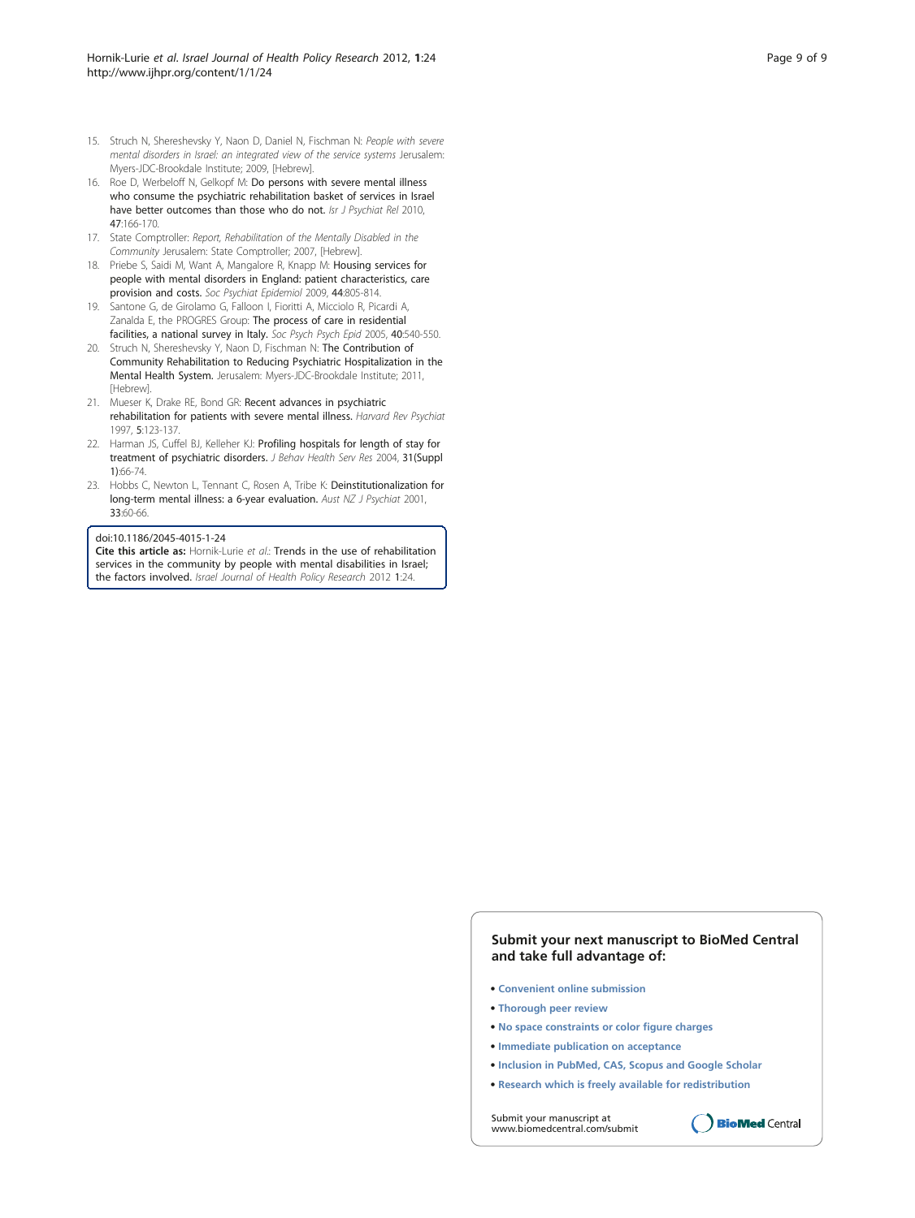15. Struch N, Shereshevsky Y, Naon D, Daniel N, Fischman N: *People with severe mental disorders in Israel: an integrated view of the service systems* Jerusalem: Myers-JDC-Brookdale Institute; 2009, [Hebrew].
16. Roe D, Werbeloff N, Gelkopf M: **Do persons with severe mental illness who consume the psychiatric rehabilitation basket of services in Israel have better outcomes than those who do not.** *Isr J Psychiat Rel* 2010, **47**:166-170.
17. State Comptroller: *Report, Rehabilitation of the Mentally Disabled in the Community* Jerusalem: State Comptroller; 2007, [Hebrew].
18. Priebe S, Saidi M, Want A, Mangalore R, Knapp M: **Housing services for people with mental disorders in England: patient characteristics, care provision and costs.** *Soc Psychiat Epidemiol* 2009, **44**:805-814.
19. Santone G, de Girolamo G, Falloon I, Fioritti A, Micciolo R, Picardi A, Zanalda E, the PROGRES Group: **The process of care in residential facilities, a national survey in Italy.** *Soc Psych Psych Epid* 2005, **40**:540-550.
20. Struch N, Shereshevsky Y, Naon D, Fischman N: **The Contribution of Community Rehabilitation to Reducing Psychiatric Hospitalization in the Mental Health System.** Jerusalem: Myers-JDC-Brookdale Institute; 2011, [Hebrew].
21. Mueser K, Drake RE, Bond GR: **Recent advances in psychiatric rehabilitation for patients with severe mental illness.** *Harvard Rev Psychiat* 1997, **5**:123-137.
22. Harman JS, Cuffel BJ, Kelleher KJ: **Profiling hospitals for length of stay for treatment of psychiatric disorders.** *J Behav Health Serv Res* 2004, **31(Suppl 1)**:66-74.
23. Hobbs C, Newton L, Tennant C, Rosen A, Tribe K: **Deinstitutionalization for long-term mental illness: a 6-year evaluation.** *Aust NZ J Psychiat* 2001, **33**:60-66.

doi:10.1186/2045-4015-1-24

**Cite this article as:** Hornik-Lurie *et al.*: Trends in the use of rehabilitation services in the community by people with mental disabilities in Israel; the factors involved. *Israel Journal of Health Policy Research* 2012 **1**:24.